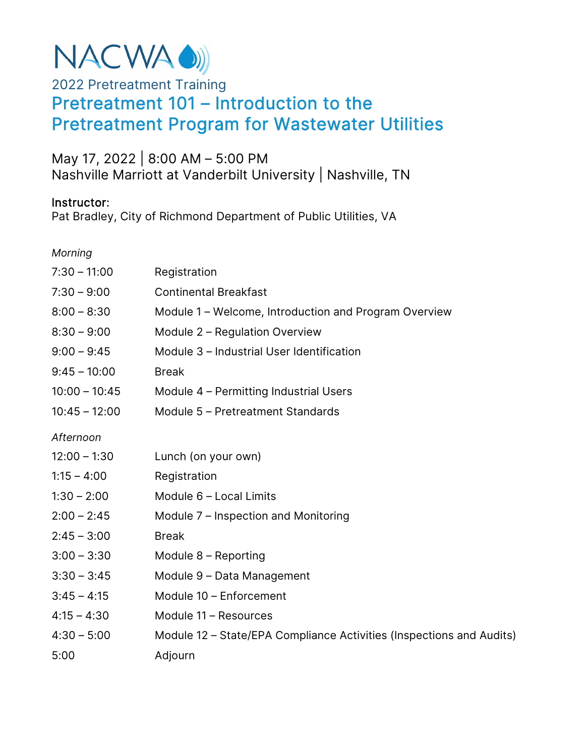NACWA

2022 Pretreatment Training

# Pretreatment 101 – Introduction to the Pretreatment Program for Wastewater Utilities

May 17, 2022 | 8:00 AM – 5:00 PM
Nashville Marriott at Vanderbilt University | Nashville, TN

**Instructor:**
Pat Bradley, City of Richmond Department of Public Utilities, VA

*Morning*

| | |
|---|---|
| 7:30 – 11:00 | Registration |
| 7:30 – 9:00 | Continental Breakfast |
| 8:00 – 8:30 | Module 1 – Welcome, Introduction and Program Overview |
| 8:30 – 9:00 | Module 2 – Regulation Overview |
| 9:00 – 9:45 | Module 3 – Industrial User Identification |
| 9:45 – 10:00 | Break |
| 10:00 – 10:45 | Module 4 – Permitting Industrial Users |
| 10:45 – 12:00 | Module 5 – Pretreatment Standards |

*Afternoon*

| | |
|---|---|
| 12:00 – 1:30 | Lunch (on your own) |
| 1:15 – 4:00 | Registration |
| 1:30 – 2:00 | Module 6 – Local Limits |
| 2:00 – 2:45 | Module 7 – Inspection and Monitoring |
| 2:45 – 3:00 | Break |
| 3:00 – 3:30 | Module 8 – Reporting |
| 3:30 – 3:45 | Module 9 – Data Management |
| 3:45 – 4:15 | Module 10 – Enforcement |
| 4:15 – 4:30 | Module 11 – Resources |
| 4:30 – 5:00 | Module 12 – State/EPA Compliance Activities (Inspections and Audits) |
| 5:00 | Adjourn |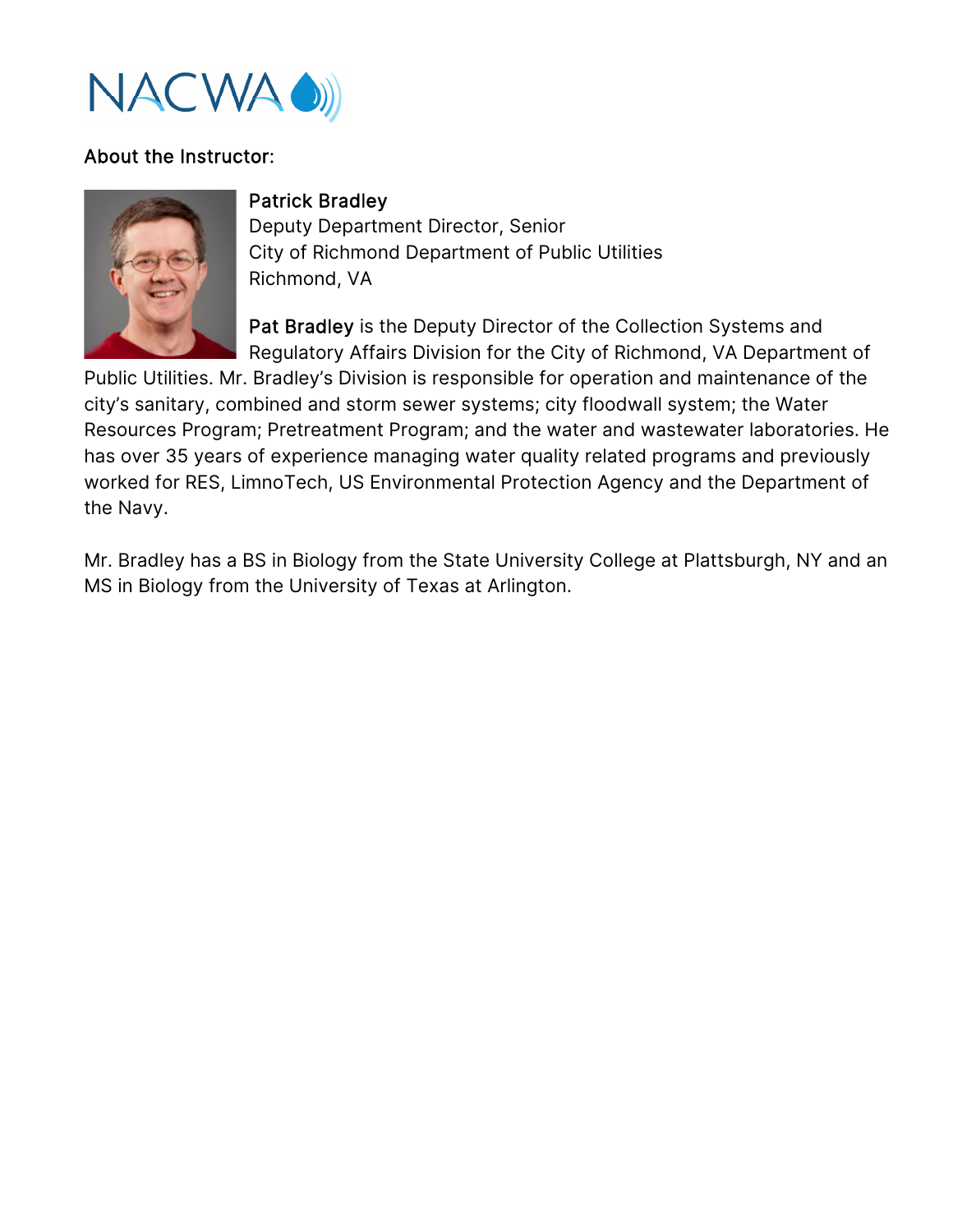About the Instructor:

Patrick Bradley
Deputy Department Director, Senior
City of Richmond Department of Public Utilities
Richmond, VA

Pat Bradley is the Deputy Director of the Collection Systems and Regulatory Affairs Division for the City of Richmond, VA Department of Public Utilities. Mr. Bradley's Division is responsible for operation and maintenance of the city's sanitary, combined and storm sewer systems; city floodwall system; the Water Resources Program; Pretreatment Program; and the water and wastewater laboratories. He has over 35 years of experience managing water quality related programs and previously worked for RES, LimnoTech, US Environmental Protection Agency and the Department of the Navy.

Mr. Bradley has a BS in Biology from the State University College at Plattsburgh, NY and an MS in Biology from the University of Texas at Arlington.